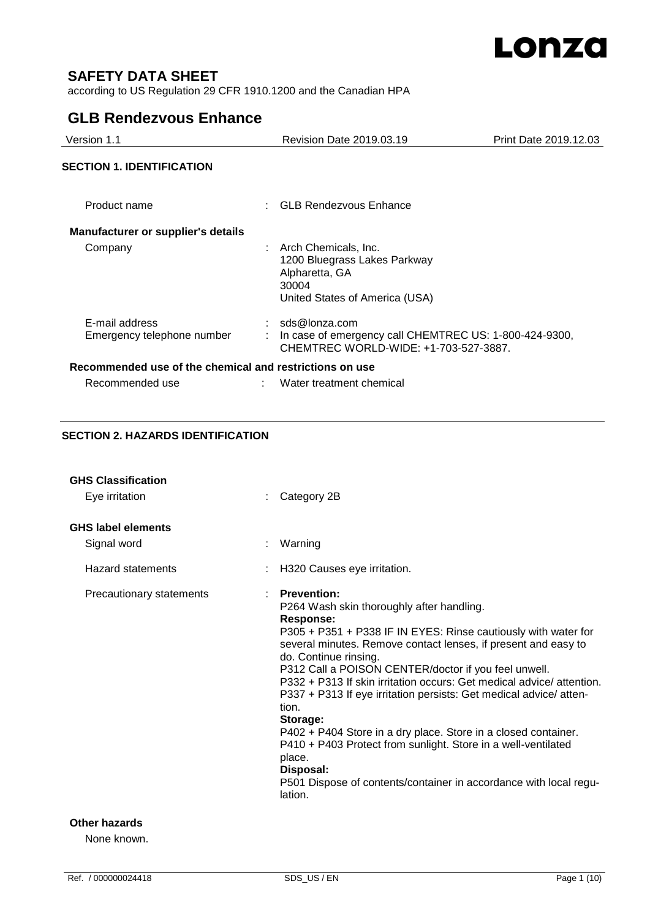# SAFETY DATA SHEET

according to US Regulation 29 CFR 1910.1200 and the Canadian HPA

## GLB Rendezvous Enhance

| Version 1.1 | Revision Date 2019.03.19 | Print Date 2019.12.03 |
| --- | --- | --- |

### SECTION 1. IDENTIFICATION

Product name : GLB Rendezvous Enhance

**Manufacturer or supplier's details**

Company : Arch Chemicals, Inc.
1200 Bluegrass Lakes Parkway
Alpharetta, GA
30004
United States of America (USA)

E-mail address : sds@lonza.com

Emergency telephone number : In case of emergency call CHEMTREC US: 1-800-424-9300, CHEMTREC WORLD-WIDE: +1-703-527-3887.

**Recommended use of the chemical and restrictions on use**

Recommended use : Water treatment chemical

### SECTION 2. HAZARDS IDENTIFICATION

**GHS Classification**

Eye irritation : Category 2B

**GHS label elements**

Signal word : Warning

Hazard statements : H320 Causes eye irritation.

Precautionary statements :

**Prevention:**
P264 Wash skin thoroughly after handling.

**Response:**
P305 + P351 + P338 IF IN EYES: Rinse cautiously with water for several minutes. Remove contact lenses, if present and easy to do. Continue rinsing.
P312 Call a POISON CENTER/doctor if you feel unwell.
P332 + P313 If skin irritation occurs: Get medical advice/ attention.
P337 + P313 If eye irritation persists: Get medical advice/ attention.

**Storage:**
P402 + P404 Store in a dry place. Store in a closed container.
P410 + P403 Protect from sunlight. Store in a well-ventilated place.

**Disposal:**
P501 Dispose of contents/container in accordance with local regulation.

**Other hazards**

None known.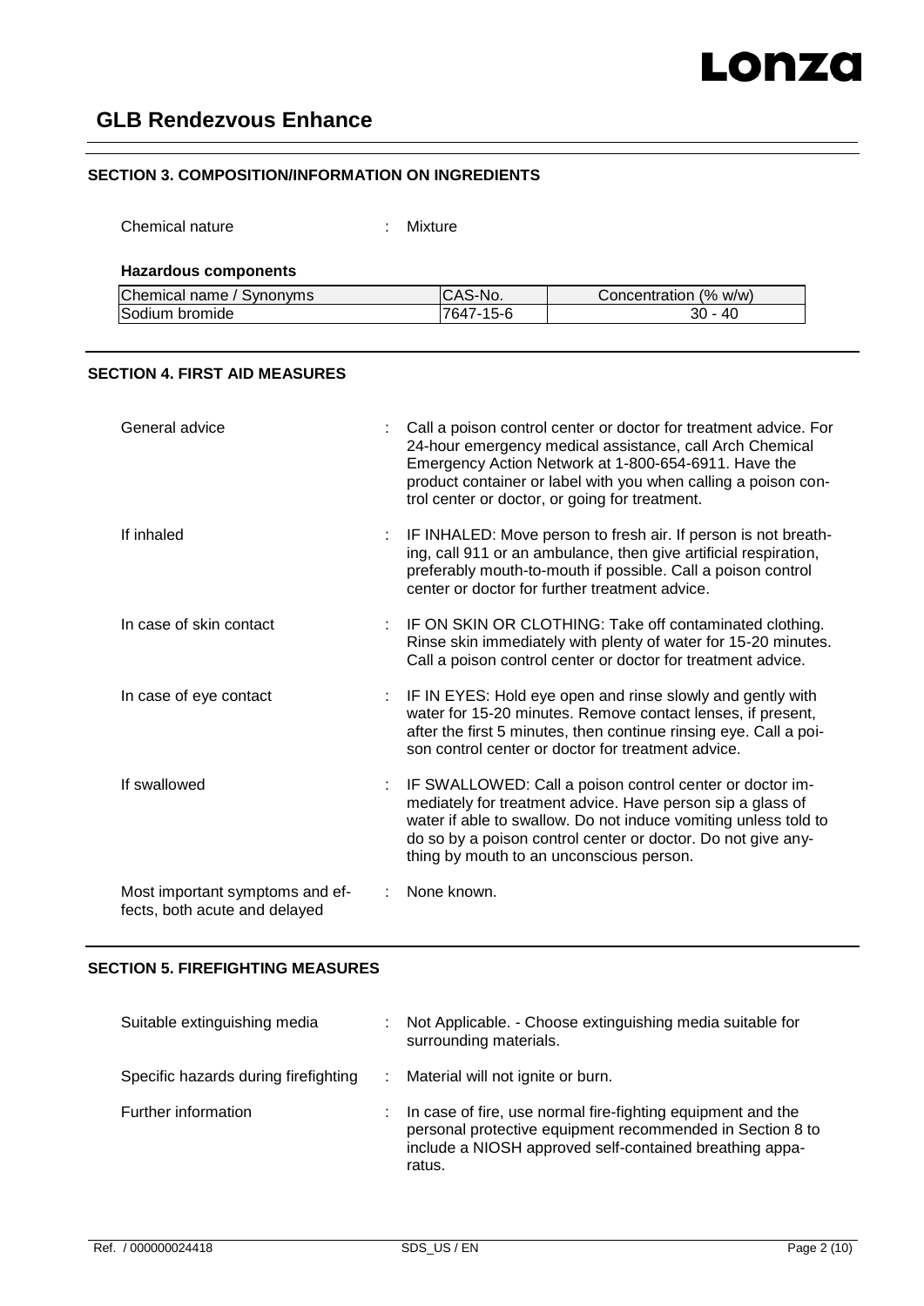## SECTION 3. COMPOSITION/INFORMATION ON INGREDIENTS

Chemical nature : Mixture

**Hazardous components**

| Chemical name / Synonyms | CAS-No. | Concentration (% w/w) |
|---|---|---|
| Sodium bromide | 7647-15-6 | 30 - 40 |

## SECTION 4. FIRST AID MEASURES

General advice : Call a poison control center or doctor for treatment advice. For 24-hour emergency medical assistance, call Arch Chemical Emergency Action Network at 1-800-654-6911. Have the product container or label with you when calling a poison control center or doctor, or going for treatment.

If inhaled : IF INHALED: Move person to fresh air. If person is not breathing, call 911 or an ambulance, then give artificial respiration, preferably mouth-to-mouth if possible. Call a poison control center or doctor for further treatment advice.

In case of skin contact : IF ON SKIN OR CLOTHING: Take off contaminated clothing. Rinse skin immediately with plenty of water for 15-20 minutes. Call a poison control center or doctor for treatment advice.

In case of eye contact : IF IN EYES: Hold eye open and rinse slowly and gently with water for 15-20 minutes. Remove contact lenses, if present, after the first 5 minutes, then continue rinsing eye. Call a poison control center or doctor for treatment advice.

If swallowed : IF SWALLOWED: Call a poison control center or doctor immediately for treatment advice. Have person sip a glass of water if able to swallow. Do not induce vomiting unless told to do so by a poison control center or doctor. Do not give anything by mouth to an unconscious person.

Most important symptoms and effects, both acute and delayed : None known.

## SECTION 5. FIREFIGHTING MEASURES

Suitable extinguishing media : Not Applicable. - Choose extinguishing media suitable for surrounding materials.

Specific hazards during firefighting : Material will not ignite or burn.

Further information : In case of fire, use normal fire-fighting equipment and the personal protective equipment recommended in Section 8 to include a NIOSH approved self-contained breathing apparatus.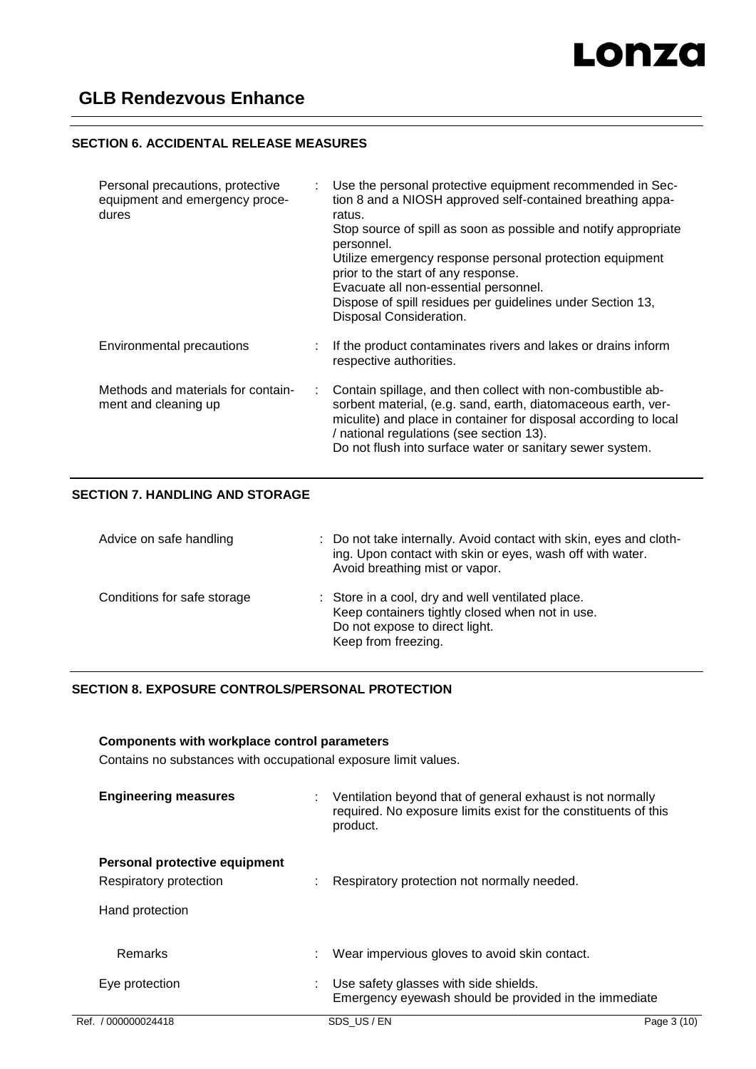## SECTION 6. ACCIDENTAL RELEASE MEASURES

| | |
|---|---|
| Personal precautions, protective equipment and emergency procedures | Use the personal protective equipment recommended in Section 8 and a NIOSH approved self-contained breathing apparatus.<br>Stop source of spill as soon as possible and notify appropriate personnel.<br>Utilize emergency response personal protection equipment prior to the start of any response.<br>Evacuate all non-essential personnel.<br>Dispose of spill residues per guidelines under Section 13, Disposal Consideration. |
| Environmental precautions | If the product contaminates rivers and lakes or drains inform respective authorities. |
| Methods and materials for containment and cleaning up | Contain spillage, and then collect with non-combustible absorbent material, (e.g. sand, earth, diatomaceous earth, vermiculite) and place in container for disposal according to local / national regulations (see section 13).<br>Do not flush into surface water or sanitary sewer system. |

## SECTION 7. HANDLING AND STORAGE

| | |
|---|---|
| Advice on safe handling | Do not take internally. Avoid contact with skin, eyes and clothing. Upon contact with skin or eyes, wash off with water.<br>Avoid breathing mist or vapor. |
| Conditions for safe storage | Store in a cool, dry and well ventilated place.<br>Keep containers tightly closed when not in use.<br>Do not expose to direct light.<br>Keep from freezing. |

## SECTION 8. EXPOSURE CONTROLS/PERSONAL PROTECTION

**Components with workplace control parameters**

Contains no substances with occupational exposure limit values.

| | |
|---|---|
| **Engineering measures** | Ventilation beyond that of general exhaust is not normally required. No exposure limits exist for the constituents of this product. |

**Personal protective equipment**

| | |
|---|---|
| Respiratory protection | Respiratory protection not normally needed. |
| Hand protection | |
| Remarks | Wear impervious gloves to avoid skin contact. |
| Eye protection | Use safety glasses with side shields.<br>Emergency eyewash should be provided in the immediate |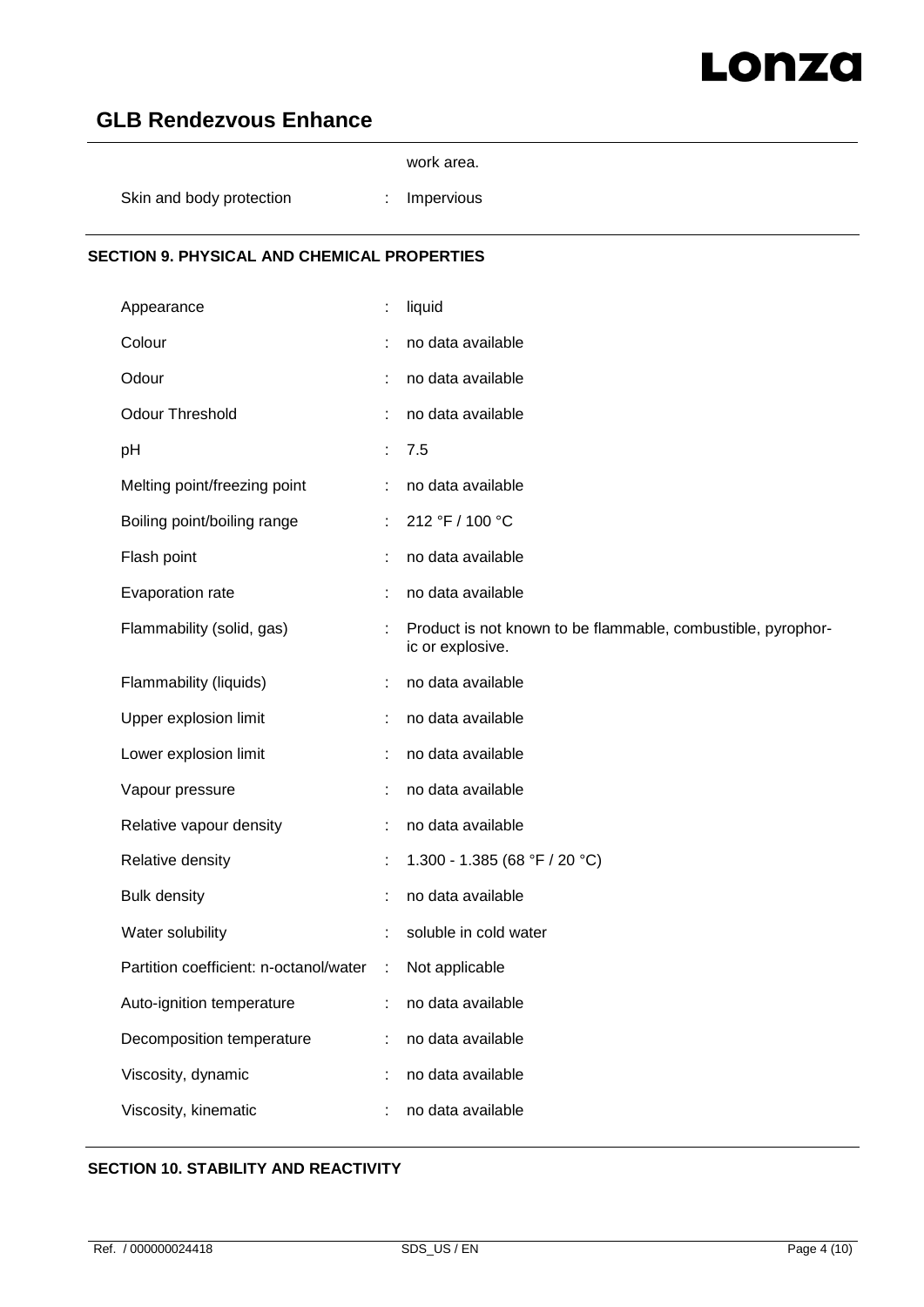work area.

| | | |
|---|---|---|
| Skin and body protection | : | Impervious |

## SECTION 9. PHYSICAL AND CHEMICAL PROPERTIES

| | | |
|---|---|---|
| Appearance | : | liquid |
| Colour | : | no data available |
| Odour | : | no data available |
| Odour Threshold | : | no data available |
| pH | : | 7.5 |
| Melting point/freezing point | : | no data available |
| Boiling point/boiling range | : | 212 °F / 100 °C |
| Flash point | : | no data available |
| Evaporation rate | : | no data available |
| Flammability (solid, gas) | : | Product is not known to be flammable, combustible, pyrophoric or explosive. |
| Flammability (liquids) | : | no data available |
| Upper explosion limit | : | no data available |
| Lower explosion limit | : | no data available |
| Vapour pressure | : | no data available |
| Relative vapour density | : | no data available |
| Relative density | : | 1.300 - 1.385 (68 °F / 20 °C) |
| Bulk density | : | no data available |
| Water solubility | : | soluble in cold water |
| Partition coefficient: n-octanol/water | : | Not applicable |
| Auto-ignition temperature | : | no data available |
| Decomposition temperature | : | no data available |
| Viscosity, dynamic | : | no data available |
| Viscosity, kinematic | : | no data available |

## SECTION 10. STABILITY AND REACTIVITY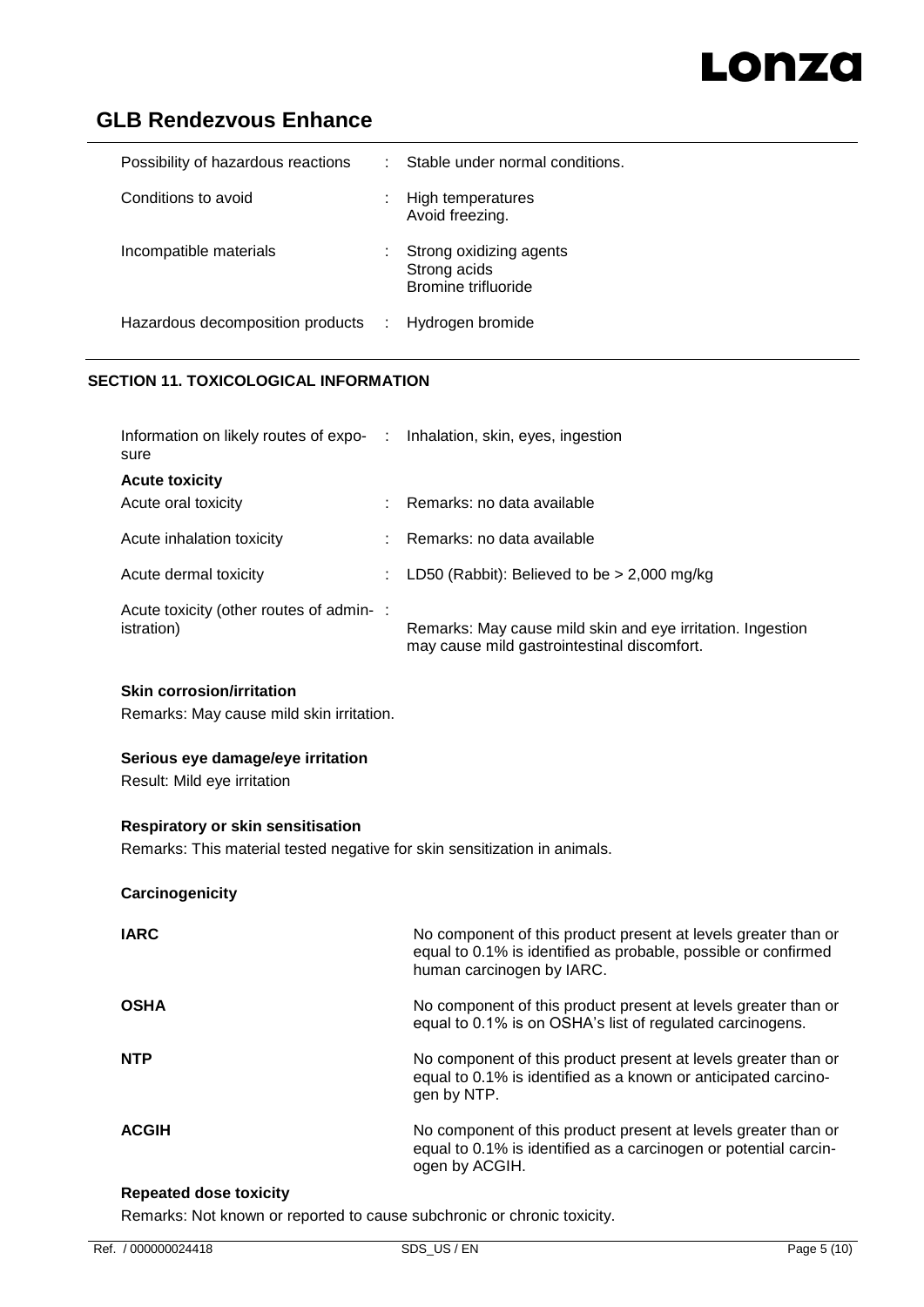| | | |
|---|---|---|
| Possibility of hazardous reactions | : | Stable under normal conditions. |
| Conditions to avoid | : | High temperatures<br>Avoid freezing. |
| Incompatible materials | : | Strong oxidizing agents<br>Strong acids<br>Bromine trifluoride |
| Hazardous decomposition products | : | Hydrogen bromide |

## SECTION 11. TOXICOLOGICAL INFORMATION

| | | |
|---|---|---|
| Information on likely routes of exposure | : | Inhalation, skin, eyes, ingestion |

**Acute toxicity**

| | | |
|---|---|---|
| Acute oral toxicity | : | Remarks: no data available |
| Acute inhalation toxicity | : | Remarks: no data available |
| Acute dermal toxicity | : | LD50 (Rabbit): Believed to be > 2,000 mg/kg |
| Acute toxicity (other routes of administration) | : | Remarks: May cause mild skin and eye irritation. Ingestion may cause mild gastrointestinal discomfort. |

**Skin corrosion/irritation**

Remarks: May cause mild skin irritation.

**Serious eye damage/eye irritation**

Result: Mild eye irritation

**Respiratory or skin sensitisation**

Remarks: This material tested negative for skin sensitization in animals.

**Carcinogenicity**

| | |
|---|---|
| **IARC** | No component of this product present at levels greater than or equal to 0.1% is identified as probable, possible or confirmed human carcinogen by IARC. |
| **OSHA** | No component of this product present at levels greater than or equal to 0.1% is on OSHA's list of regulated carcinogens. |
| **NTP** | No component of this product present at levels greater than or equal to 0.1% is identified as a known or anticipated carcinogen by NTP. |
| **ACGIH** | No component of this product present at levels greater than or equal to 0.1% is identified as a carcinogen or potential carcinogen by ACGIH. |

**Repeated dose toxicity**

Remarks: Not known or reported to cause subchronic or chronic toxicity.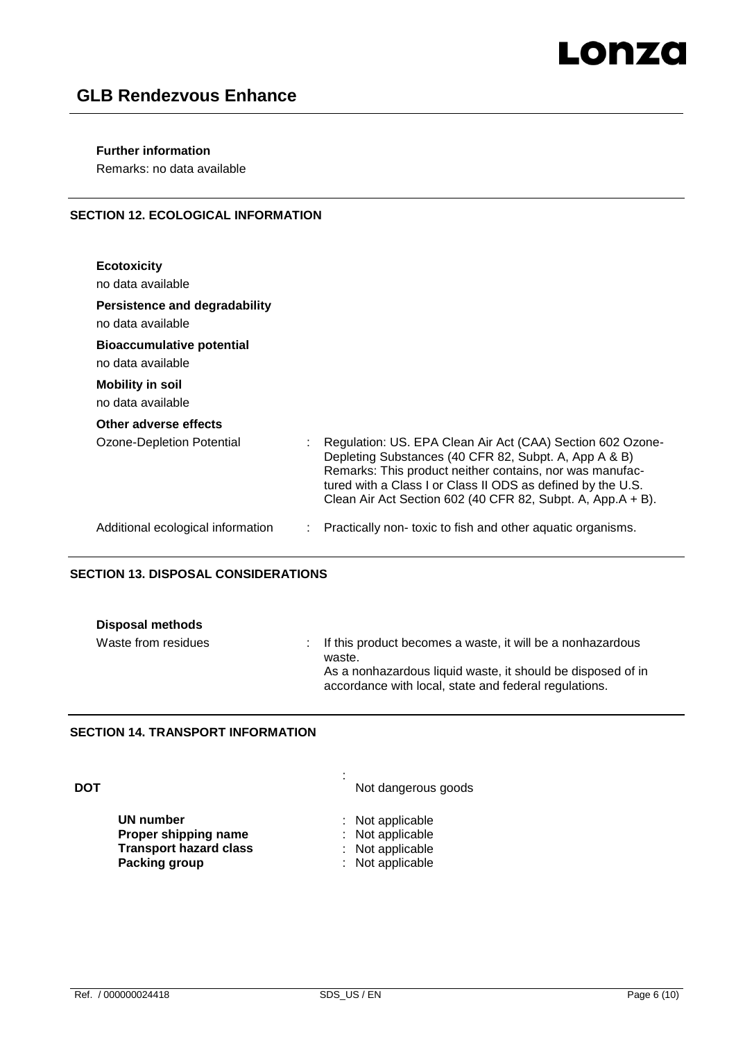**Further information**

Remarks: no data available

## SECTION 12. ECOLOGICAL INFORMATION

**Ecotoxicity**

no data available

**Persistence and degradability**

no data available

**Bioaccumulative potential**

no data available

**Mobility in soil**

no data available

**Other adverse effects**

Ozone-Depletion Potential : Regulation: US. EPA Clean Air Act (CAA) Section 602 Ozone-Depleting Substances (40 CFR 82, Subpt. A, App A & B)
Remarks: This product neither contains, nor was manufactured with a Class I or Class II ODS as defined by the U.S. Clean Air Act Section 602 (40 CFR 82, Subpt. A, App.A + B).

Additional ecological information : Practically non- toxic to fish and other aquatic organisms.

## SECTION 13. DISPOSAL CONSIDERATIONS

**Disposal methods**

Waste from residues : If this product becomes a waste, it will be a nonhazardous waste.
As a nonhazardous liquid waste, it should be disposed of in accordance with local, state and federal regulations.

## SECTION 14. TRANSPORT INFORMATION

**DOT** : Not dangerous goods

**UN number** : Not applicable
**Proper shipping name** : Not applicable
**Transport hazard class** : Not applicable
**Packing group** : Not applicable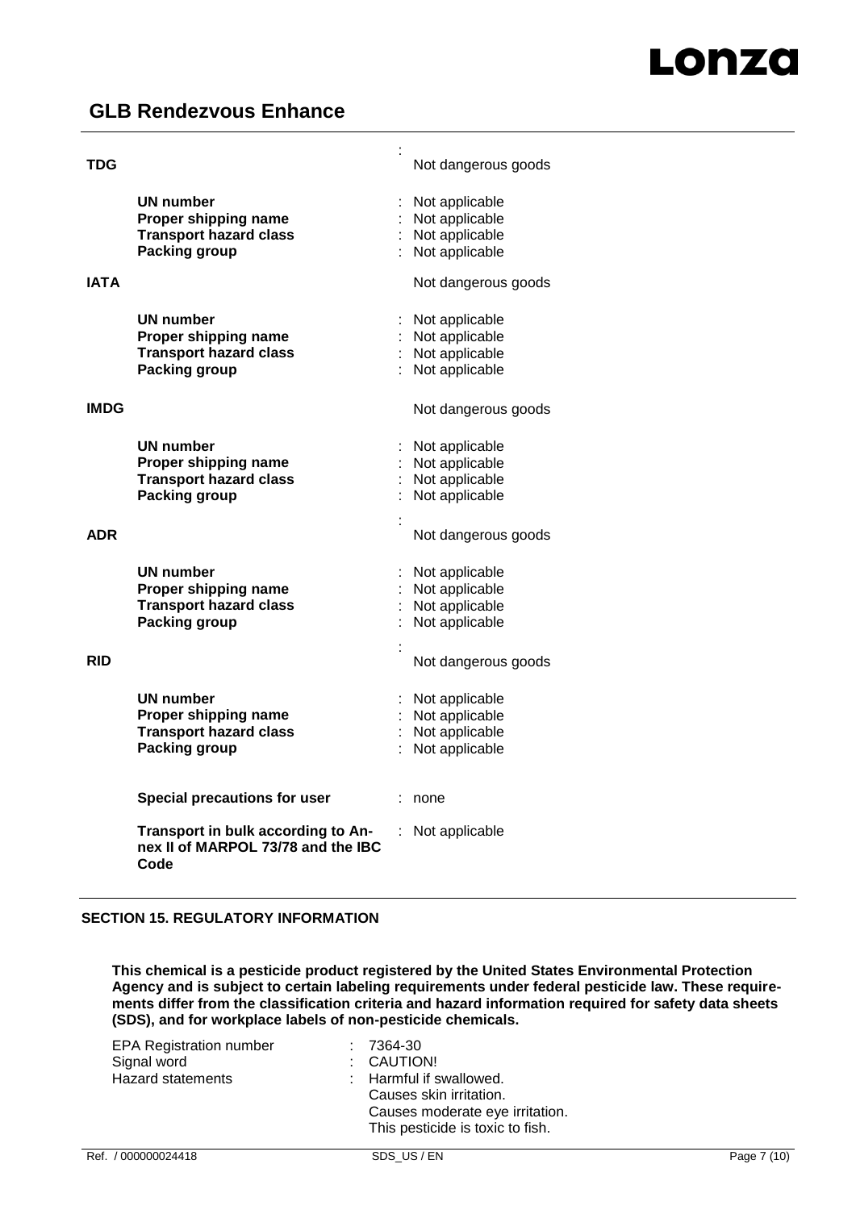**TDG** : Not dangerous goods

| | | |
|---|---|---|
| **UN number** | : | Not applicable |
| **Proper shipping name** | : | Not applicable |
| **Transport hazard class** | : | Not applicable |
| **Packing group** | : | Not applicable |

**IATA** Not dangerous goods

| | | |
|---|---|---|
| **UN number** | : | Not applicable |
| **Proper shipping name** | : | Not applicable |
| **Transport hazard class** | : | Not applicable |
| **Packing group** | : | Not applicable |

**IMDG** Not dangerous goods

| | | |
|---|---|---|
| **UN number** | : | Not applicable |
| **Proper shipping name** | : | Not applicable |
| **Transport hazard class** | : | Not applicable |
| **Packing group** | : | Not applicable |

**ADR** : Not dangerous goods

| | | |
|---|---|---|
| **UN number** | : | Not applicable |
| **Proper shipping name** | : | Not applicable |
| **Transport hazard class** | : | Not applicable |
| **Packing group** | : | Not applicable |

**RID** : Not dangerous goods

| | | |
|---|---|---|
| **UN number** | : | Not applicable |
| **Proper shipping name** | : | Not applicable |
| **Transport hazard class** | : | Not applicable |
| **Packing group** | : | Not applicable |

| | | |
|---|---|---|
| **Special precautions for user** | : | none |
| **Transport in bulk according to Annex II of MARPOL 73/78 and the IBC Code** | : | Not applicable |

## SECTION 15. REGULATORY INFORMATION

**This chemical is a pesticide product registered by the United States Environmental Protection Agency and is subject to certain labeling requirements under federal pesticide law. These requirements differ from the classification criteria and hazard information required for safety data sheets (SDS), and for workplace labels of non-pesticide chemicals.**

| | | |
|---|---|---|
| EPA Registration number | : | 7364-30 |
| Signal word | : | CAUTION! |
| Hazard statements | : | Harmful if swallowed.<br>Causes skin irritation.<br>Causes moderate eye irritation.<br>This pesticide is toxic to fish. |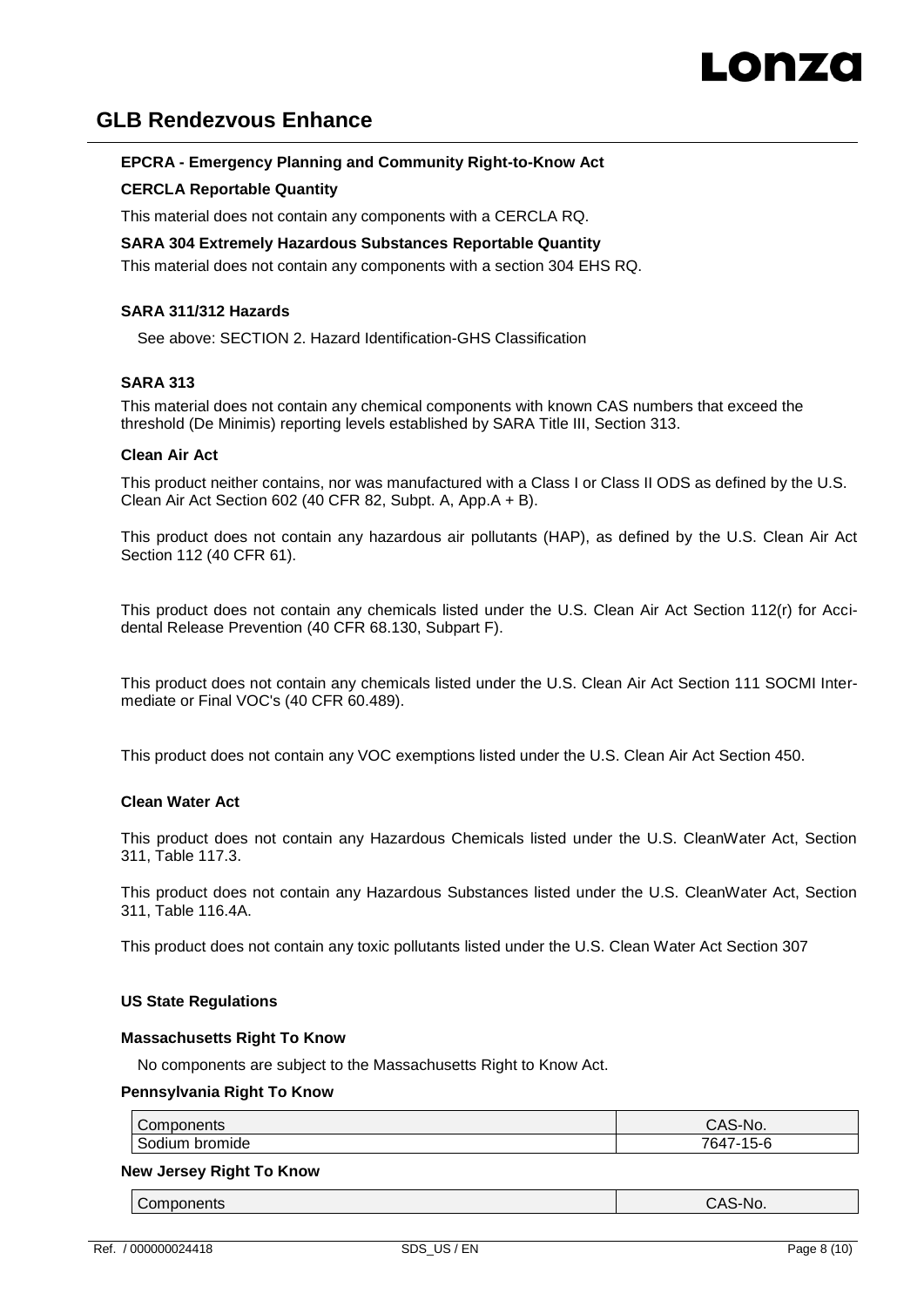**EPCRA - Emergency Planning and Community Right-to-Know Act**

**CERCLA Reportable Quantity**

This material does not contain any components with a CERCLA RQ.

**SARA 304 Extremely Hazardous Substances Reportable Quantity**

This material does not contain any components with a section 304 EHS RQ.

**SARA 311/312 Hazards**

See above: SECTION 2. Hazard Identification-GHS Classification

**SARA 313**

This material does not contain any chemical components with known CAS numbers that exceed the threshold (De Minimis) reporting levels established by SARA Title III, Section 313.

**Clean Air Act**

This product neither contains, nor was manufactured with a Class I or Class II ODS as defined by the U.S. Clean Air Act Section 602 (40 CFR 82, Subpt. A, App.A + B).

This product does not contain any hazardous air pollutants (HAP), as defined by the U.S. Clean Air Act Section 112 (40 CFR 61).

This product does not contain any chemicals listed under the U.S. Clean Air Act Section 112(r) for Accidental Release Prevention (40 CFR 68.130, Subpart F).

This product does not contain any chemicals listed under the U.S. Clean Air Act Section 111 SOCMI Intermediate or Final VOC's (40 CFR 60.489).

This product does not contain any VOC exemptions listed under the U.S. Clean Air Act Section 450.

**Clean Water Act**

This product does not contain any Hazardous Chemicals listed under the U.S. CleanWater Act, Section 311, Table 117.3.

This product does not contain any Hazardous Substances listed under the U.S. CleanWater Act, Section 311, Table 116.4A.

This product does not contain any toxic pollutants listed under the U.S. Clean Water Act Section 307

**US State Regulations**

**Massachusetts Right To Know**

No components are subject to the Massachusetts Right to Know Act.

**Pennsylvania Right To Know**

| Components | CAS-No. |
|---|---|
| Sodium bromide | 7647-15-6 |

**New Jersey Right To Know**

| Components | CAS-No. |
|---|---|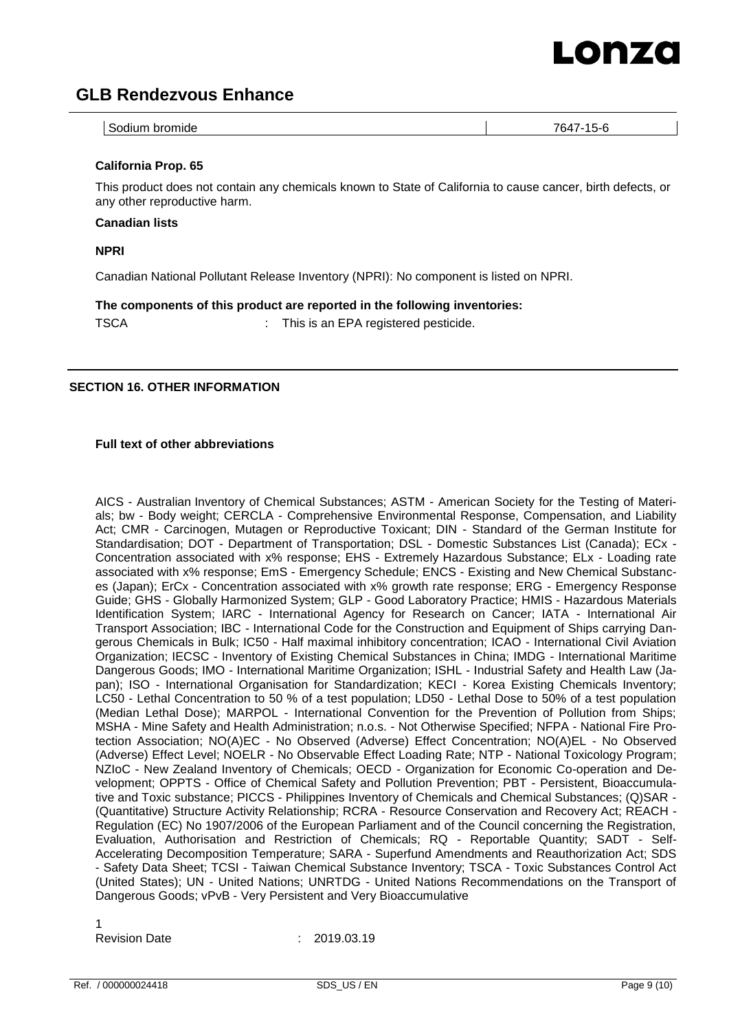| Sodium bromide | 7647-15-6 |
|---|---|

**California Prop. 65**

This product does not contain any chemicals known to State of California to cause cancer, birth defects, or any other reproductive harm.

**Canadian lists**

**NPRI**

Canadian National Pollutant Release Inventory (NPRI): No component is listed on NPRI.

**The components of this product are reported in the following inventories:**

TSCA : This is an EPA registered pesticide.

## SECTION 16. OTHER INFORMATION

**Full text of other abbreviations**

AICS - Australian Inventory of Chemical Substances; ASTM - American Society for the Testing of Materials; bw - Body weight; CERCLA - Comprehensive Environmental Response, Compensation, and Liability Act; CMR - Carcinogen, Mutagen or Reproductive Toxicant; DIN - Standard of the German Institute for Standardisation; DOT - Department of Transportation; DSL - Domestic Substances List (Canada); ECx - Concentration associated with x% response; EHS - Extremely Hazardous Substance; ELx - Loading rate associated with x% response; EmS - Emergency Schedule; ENCS - Existing and New Chemical Substances (Japan); ErCx - Concentration associated with x% growth rate response; ERG - Emergency Response Guide; GHS - Globally Harmonized System; GLP - Good Laboratory Practice; HMIS - Hazardous Materials Identification System; IARC - International Agency for Research on Cancer; IATA - International Air Transport Association; IBC - International Code for the Construction and Equipment of Ships carrying Dangerous Chemicals in Bulk; IC50 - Half maximal inhibitory concentration; ICAO - International Civil Aviation Organization; IECSC - Inventory of Existing Chemical Substances in China; IMDG - International Maritime Dangerous Goods; IMO - International Maritime Organization; ISHL - Industrial Safety and Health Law (Japan); ISO - International Organisation for Standardization; KECI - Korea Existing Chemicals Inventory; LC50 - Lethal Concentration to 50 % of a test population; LD50 - Lethal Dose to 50% of a test population (Median Lethal Dose); MARPOL - International Convention for the Prevention of Pollution from Ships; MSHA - Mine Safety and Health Administration; n.o.s. - Not Otherwise Specified; NFPA - National Fire Protection Association; NO(A)EC - No Observed (Adverse) Effect Concentration; NO(A)EL - No Observed (Adverse) Effect Level; NOELR - No Observable Effect Loading Rate; NTP - National Toxicology Program; NZIoC - New Zealand Inventory of Chemicals; OECD - Organization for Economic Co-operation and Development; OPPTS - Office of Chemical Safety and Pollution Prevention; PBT - Persistent, Bioaccumulative and Toxic substance; PICCS - Philippines Inventory of Chemicals and Chemical Substances; (Q)SAR - (Quantitative) Structure Activity Relationship; RCRA - Resource Conservation and Recovery Act; REACH - Regulation (EC) No 1907/2006 of the European Parliament and of the Council concerning the Registration, Evaluation, Authorisation and Restriction of Chemicals; RQ - Reportable Quantity; SADT - Self-Accelerating Decomposition Temperature; SARA - Superfund Amendments and Reauthorization Act; SDS - Safety Data Sheet; TCSI - Taiwan Chemical Substance Inventory; TSCA - Toxic Substances Control Act (United States); UN - United Nations; UNRTDG - United Nations Recommendations on the Transport of Dangerous Goods; vPvB - Very Persistent and Very Bioaccumulative

1

Revision Date : 2019.03.19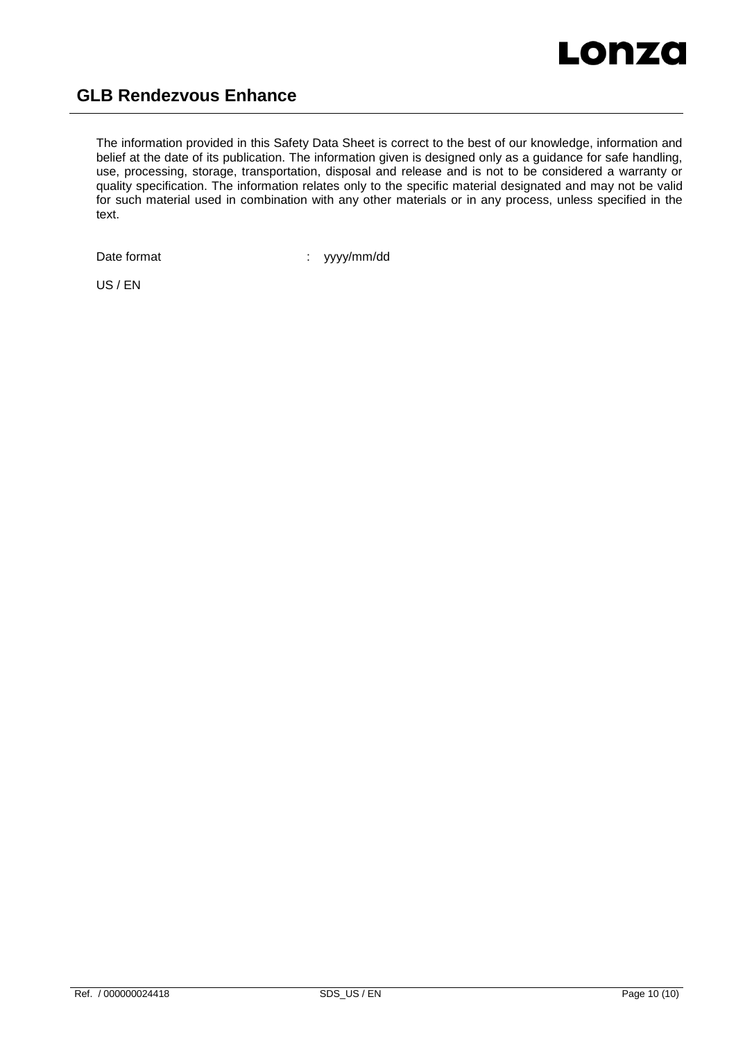The information provided in this Safety Data Sheet is correct to the best of our knowledge, information and belief at the date of its publication. The information given is designed only as a guidance for safe handling, use, processing, storage, transportation, disposal and release and is not to be considered a warranty or quality specification. The information relates only to the specific material designated and may not be valid for such material used in combination with any other materials or in any process, unless specified in the text.

Date format : yyyy/mm/dd

US / EN